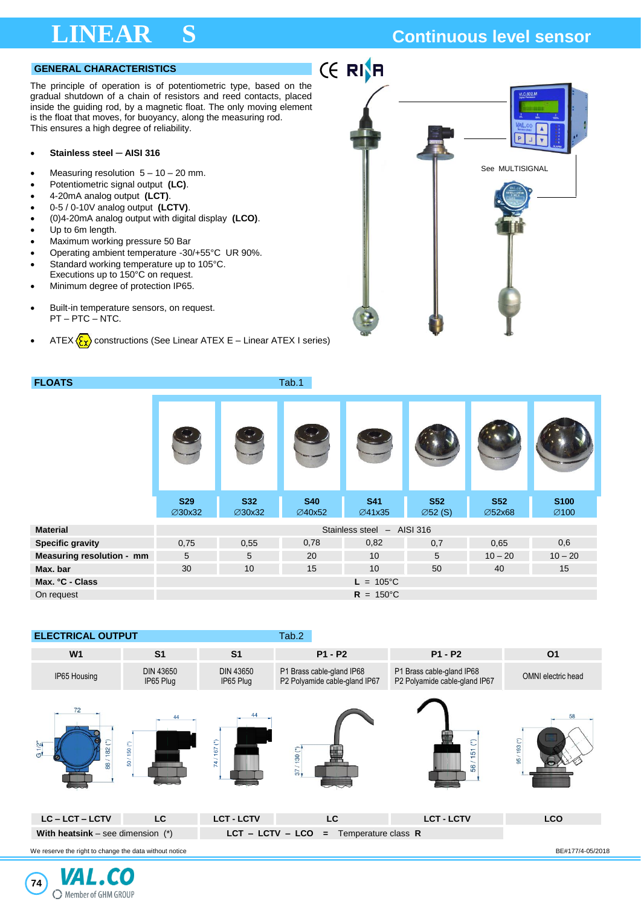# LINEAR S

## Continuous level sensor

### GENERAL CHARACTERISTICS

The principle of operation is of potentiometric type, based on the gradual shutdown of a chain of resistors and reed contacts, placed inside the guiding rod, by a magnetic float. The only moving element is the float that moves, for buoyancy, along the measuring rod. This ensures a high degree of reliability.

- **Stainless steel – AISI 316**

- Measuring resolution 5 – 10 – 20 mm.
- Potentiometric signal output **(LC)**.
- 4-20mA analog output **(LCT)**.
- 0-5 / 0-10V analog output **(LCTV)**.
- (0)4-20mA analog output with digital display **(LCO)**.
- Up to 6m length.
- Maximum working pressure 50 Bar
- Operating ambient temperature -30/+55°C UR 90%.
- Standard working temperature up to 105°C. Executions up to 150°C on request.
- Minimum degree of protection IP65.

- Built-in temperature sensors, on request. PT – PTC – NTC.

- ATEX constructions (See Linear ATEX E – Linear ATEX I series)

See MULTISIGNAL

### FLOATS — Tab.1

| | S29 ∅30x32 | S32 ∅30x32 | S40 ∅40x52 | S41 ∅41x35 | S52 ∅52 (S) | S52 ∅52x68 | S100 ∅100 |
|---|---|---|---|---|---|---|---|
| **Material** | Stainless steel – AISI 316 | | | | | | |
| **Specific gravity** | 0,75 | 0,55 | 0,78 | 0,82 | 0,7 | 0,65 | 0,6 |
| **Measuring resolution - mm** | 5 | 5 | 20 | 10 | 5 | 10 – 20 | 10 – 20 |
| **Max. bar** | 30 | 10 | 15 | 10 | 50 | 40 | 15 |
| **Max. °C - Class** | **L** = 105°C | | | | | | |
| On request | **R** = 150°C | | | | | | |

### ELECTRICAL OUTPUT — Tab.2

| W1 | S1 | S1 | P1 - P2 | P1 - P2 | O1 |
|---|---|---|---|---|---|
| IP65 Housing | DIN 43650 IP65 Plug | DIN 43650 IP65 Plug | P1 Brass cable-gland IP68 P2 Polyamide cable-gland IP67 | P1 Brass cable-gland IP68 P2 Polyamide cable-gland IP67 | OMNI electric head |
| 72; G 1/2"; 88 / 182 (*) | 44; 50 / 150 (*) | 44; 74 / 167 (*) | 37 / 130 (*) | 56 / 151 (*) | 58; 95 / 193 (*) |
| **LC – LCT – LCTV** | **LC** | **LCT - LCTV** | **LC** | **LCT - LCTV** | **LCO** |

**With heatsink** – see dimension (*)

**LCT – LCTV – LCO = Temperature class R**

We reserve the right to change the data without notice

BE#177/4-05/2018

VAL.CO Member of GHM GROUP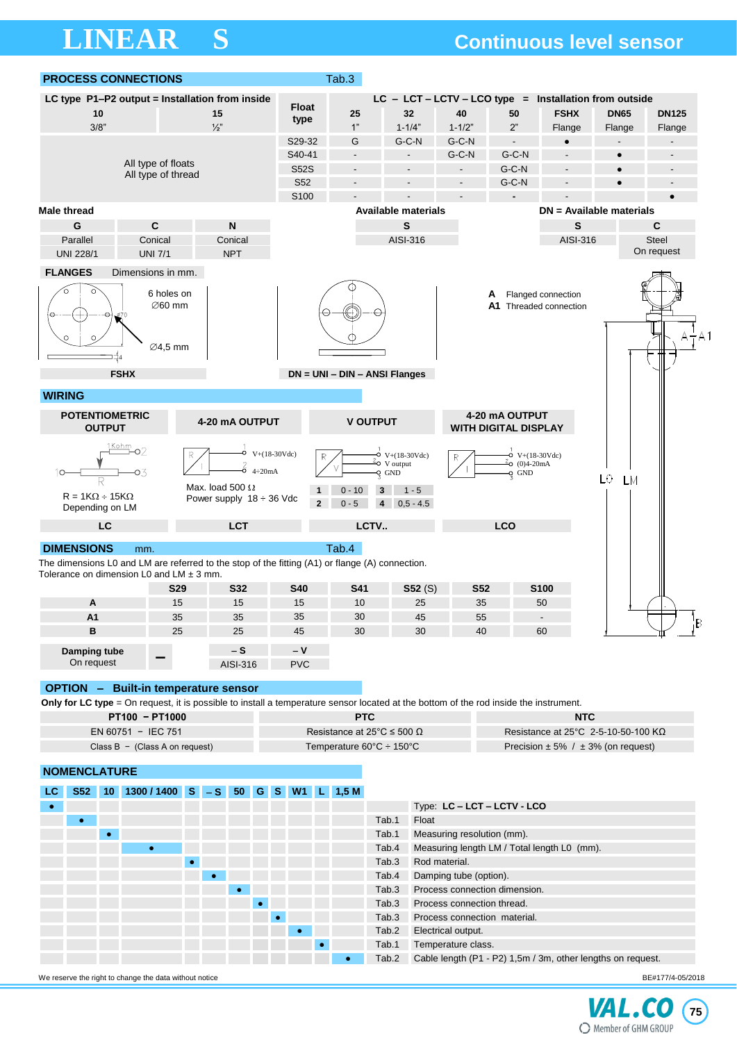# LINEAR S

## Continuous level sensor

## PROCESS CONNECTIONS — Tab.3

| LC type P1–P2 output = Installation from inside | | Float type | LC – LCT – LCTV – LCO type = Installation from outside | | | | | | |
|---|---|---|---|---|---|---|---|---|---|
| 10 | 15 | | 25 | 32 | 40 | 50 | FSHX | DN65 | DN125 |
| 3/8" | ½" | | 1" | 1-1/4" | 1-1/2" | 2" | Flange | Flange | Flange |
| All type of floats All type of thread | | S29-32 | G | G-C-N | G-C-N | - | ● | - | - |
| | | S40-41 | - | - | G-C-N | G-C-N | - | ● | - |
| | | S52S | - | - | - | G-C-N | - | ● | - |
| | | S52 | - | - | - | G-C-N | - | ● | - |
| | | S100 | - | - | - | - | - | - | ● |

**Male thread**

| G | C | N |
|---|---|---|
| Parallel | Conical | Conical |
| UNI 228/1 | UNI 7/1 | NPT |

**Available materials**

| S |
|---|
| AISI-316 |

**DN = Available materials**

| S | C |
|---|---|
| AISI-316 | Steel On request |

### FLANGES — Dimensions in mm.

6 holes on ∅60 mm

∅4,5 mm

FSHX

DN = UNI – DIN – ANSI Flanges

**A** Flanged connection
**A1** Threaded connection

## WIRING

| POTENTIOMETRIC OUTPUT | 4-20 mA OUTPUT | V OUTPUT | 4-20 mA OUTPUT WITH DIGITAL DISPLAY |
|---|---|---|---|
| R = 1KΩ ÷ 15KΩ Depending on LM | Max. load 500 Ω Power supply 18 ÷ 36 Vdc | 1: 0 - 10; 2: 0 - 5; 3: 1 - 5; 4: 0,5 - 4.5 | |
| LC | LCT | LCTV.. | LCO |

## DIMENSIONS mm. — Tab.4

The dimensions L0 and LM are referred to the stop of the fitting (A1) or flange (A) connection.
Tolerance on dimension L0 and LM ± 3 mm.

| | S29 | S32 | S40 | S41 | S52 (S) | S52 | S100 |
|---|---|---|---|---|---|---|---|
| A | 15 | 15 | 15 | 10 | 25 | 35 | 50 |
| A1 | 35 | 35 | 35 | 30 | 45 | 55 | - |
| B | 25 | 25 | 45 | 30 | 30 | 40 | 60 |

| Damping tube On request | – | – S | – V |
|---|---|---|---|
| | | AISI-316 | PVC |

## OPTION – Built-in temperature sensor

**Only for LC type** = On request, it is possible to install a temperature sensor located at the bottom of the rod inside the instrument.

| PT100 – PT1000 | PTC | NTC |
|---|---|---|
| EN 60751 – IEC 751 | Resistance at 25°C ≤ 500 Ω | Resistance at 25°C 2-5-10-50-100 KΩ |
| Class B – (Class A on request) | Temperature 60°C ÷ 150°C | Precision ± 5% / ± 3% (on request) |

## NOMENCLATURE

| LC | S52 | 10 | 1300 / 1400 | S | – S | 50 | G | S | W1 | L | 1,5 M | | |
|---|---|---|---|---|---|---|---|---|---|---|---|---|---|
| ● | | | | | | | | | | | | | Type: **LC – LCT – LCTV - LCO** |
| | ● | | | | | | | | | | | Tab.1 | Float |
| | | ● | | | | | | | | | | Tab.1 | Measuring resolution (mm). |
| | | | ● | | | | | | | | | Tab.4 | Measuring length LM / Total length L0 (mm). |
| | | | | ● | | | | | | | | Tab.3 | Rod material. |
| | | | | | ● | | | | | | | Tab.4 | Damping tube (option). |
| | | | | | | ● | | | | | | Tab.3 | Process connection dimension. |
| | | | | | | | ● | | | | | Tab.3 | Process connection thread. |
| | | | | | | | | ● | | | | Tab.3 | Process connection material. |
| | | | | | | | | | ● | | | Tab.2 | Electrical output. |
| | | | | | | | | | | ● | | Tab.1 | Temperature class. |
| | | | | | | | | | | | ● | Tab.2 | Cable length (P1 - P2) 1,5m / 3m, other lengths on request. |

We reserve the right to change the data without notice

BE#177/4-05/2018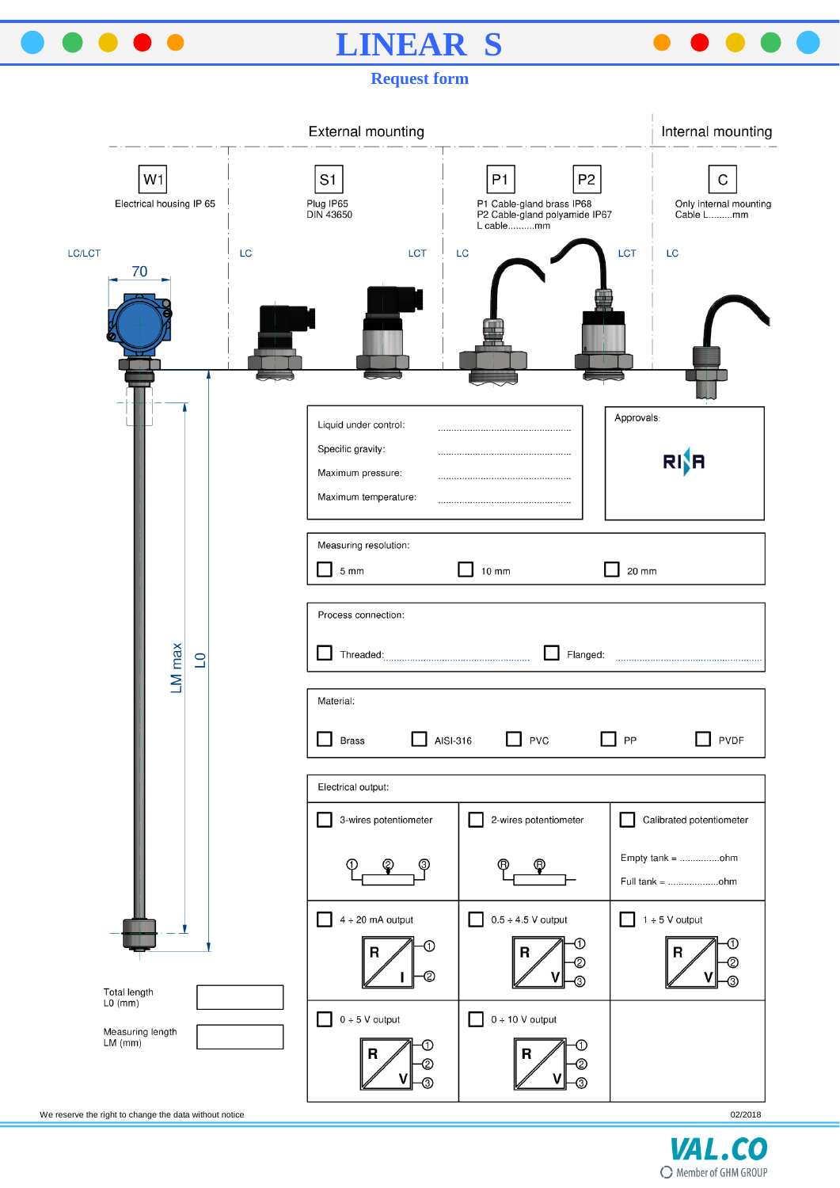# LINEAR S

## Request form

External mounting | Internal mounting

**W1**
Electrical housing IP 65

**S1**
Plug IP65
DIN 43650

**P1** **P2**
P1 Cable-gland brass IP68
P2 Cable-gland polyamide IP67
L cable..........mm

**C**
Only internal mounting
Cable L.........mm

LC/LCT
70
LC
LCT
LC
LCT
LC

LM max
L0

Liquid under control: ..................................................
Specific gravity: ..................................................
Maximum pressure: ..................................................
Maximum temperature: ..................................................

Approvals:
RINA

Measuring resolution:

☐ 5 mm ☐ 10 mm ☐ 20 mm

Process connection:

☐ Threaded: .................................................. ☐ Flanged: ..................................................

Material:

☐ Brass ☐ AISI-316 ☐ PVC ☐ PP ☐ PVDF

Electrical output:

| | | |
|---|---|---|
| ☐ 3-wires potentiometer (1 2 3) | ☐ 2-wires potentiometer (R R) | ☐ Calibrated potentiometer<br>Empty tank = ...............ohm<br>Full tank = ..................ohm |
| ☐ 4 ÷ 20 mA output (R / I; 1 2) | ☐ 0.5 ÷ 4.5 V output (R / V; 1 2 3) | ☐ 1 ÷ 5 V output (R / V; 1 2 3) |
| ☐ 0 ÷ 5 V output (R / V; 1 2 3) | ☐ 0 ÷ 10 V output (R / V; 1 2 3) | |

Total length
L0 (mm) ______

Measuring length
LM (mm) ______

We reserve the right to change the data without notice

02/2018

VAL.CO
Member of GHM GROUP